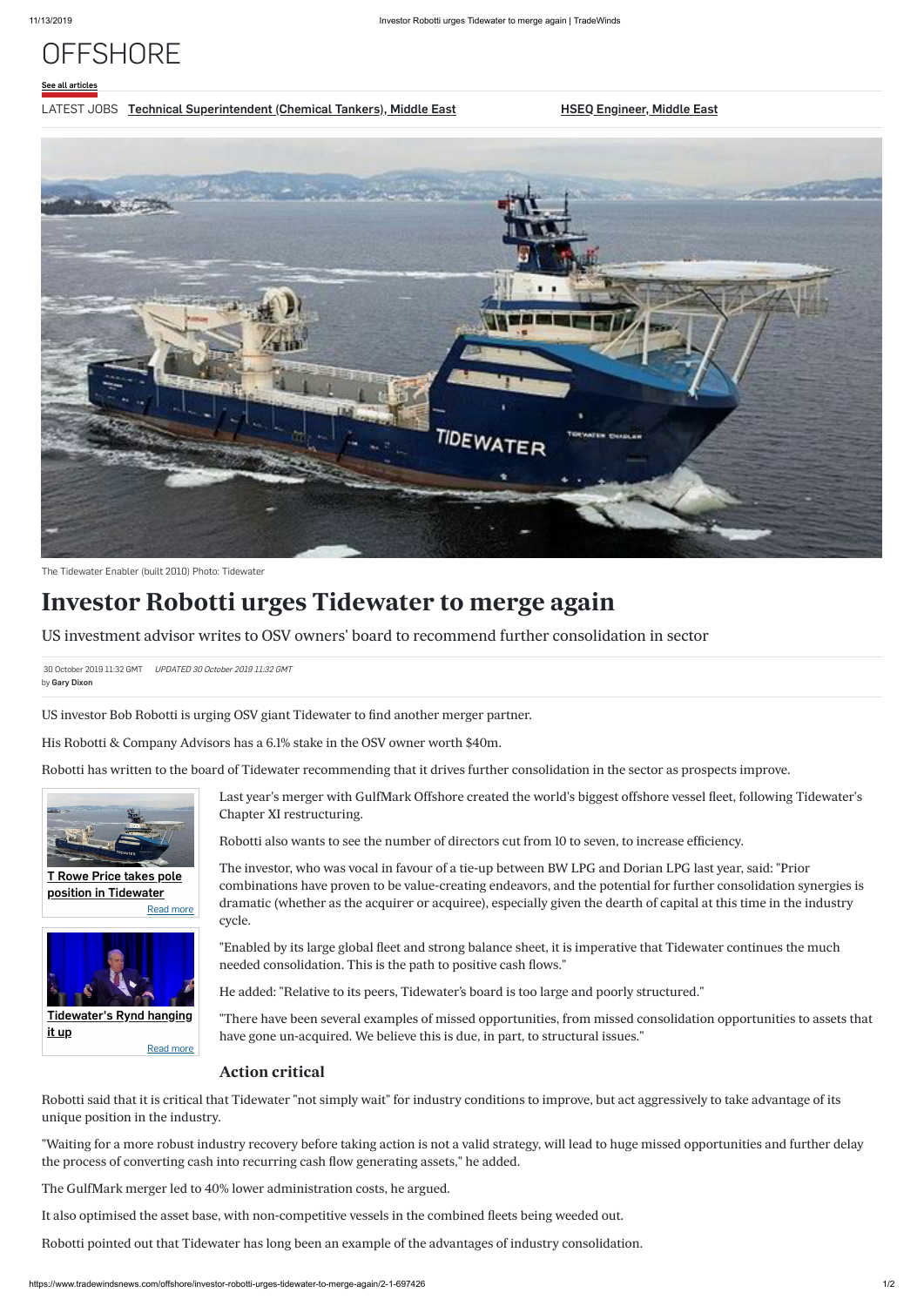# OFFSHORE

See all articles

LATEST JOBS **Technical Superintendent (Chemical Tankers), Middle East** **HSEQ Engineer, Middle East**

The Tidewater Enabler (built 2010) Photo: Tidewater

# Investor Robotti urges Tidewater to merge again

## US investment advisor writes to OSV owners' board to recommend further consolidation in sector

30 October 2019 11:32 GMT *UPDATED 30 October 2019 11:32 GMT*
by **Gary Dixon**

US investor Bob Robotti is urging OSV giant Tidewater to find another merger partner.

His Robotti & Company Advisors has a 6.1% stake in the OSV owner worth $40m.

Robotti has written to the board of Tidewater recommending that it drives further consolidation in the sector as prospects improve.

**T Rowe Price takes pole position in Tidewater**
Read more

**Tidewater's Rynd hanging it up**
Read more

Last year's merger with GulfMark Offshore created the world's biggest offshore vessel fleet, following Tidewater's Chapter XI restructuring.

Robotti also wants to see the number of directors cut from 10 to seven, to increase efficiency.

The investor, who was vocal in favour of a tie-up between BW LPG and Dorian LPG last year, said: "Prior combinations have proven to be value-creating endeavors, and the potential for further consolidation synergies is dramatic (whether as the acquirer or acquiree), especially given the dearth of capital at this time in the industry cycle.

"Enabled by its large global fleet and strong balance sheet, it is imperative that Tidewater continues the much needed consolidation. This is the path to positive cash flows."

He added: "Relative to its peers, Tidewater's board is too large and poorly structured."

"There have been several examples of missed opportunities, from missed consolidation opportunities to assets that have gone un-acquired. We believe this is due, in part, to structural issues."

### Action critical

Robotti said that it is critical that Tidewater "not simply wait" for industry conditions to improve, but act aggressively to take advantage of its unique position in the industry.

"Waiting for a more robust industry recovery before taking action is not a valid strategy, will lead to huge missed opportunities and further delay the process of converting cash into recurring cash flow generating assets," he added.

The GulfMark merger led to 40% lower administration costs, he argued.

It also optimised the asset base, with non-competitive vessels in the combined fleets being weeded out.

Robotti pointed out that Tidewater has long been an example of the advantages of industry consolidation.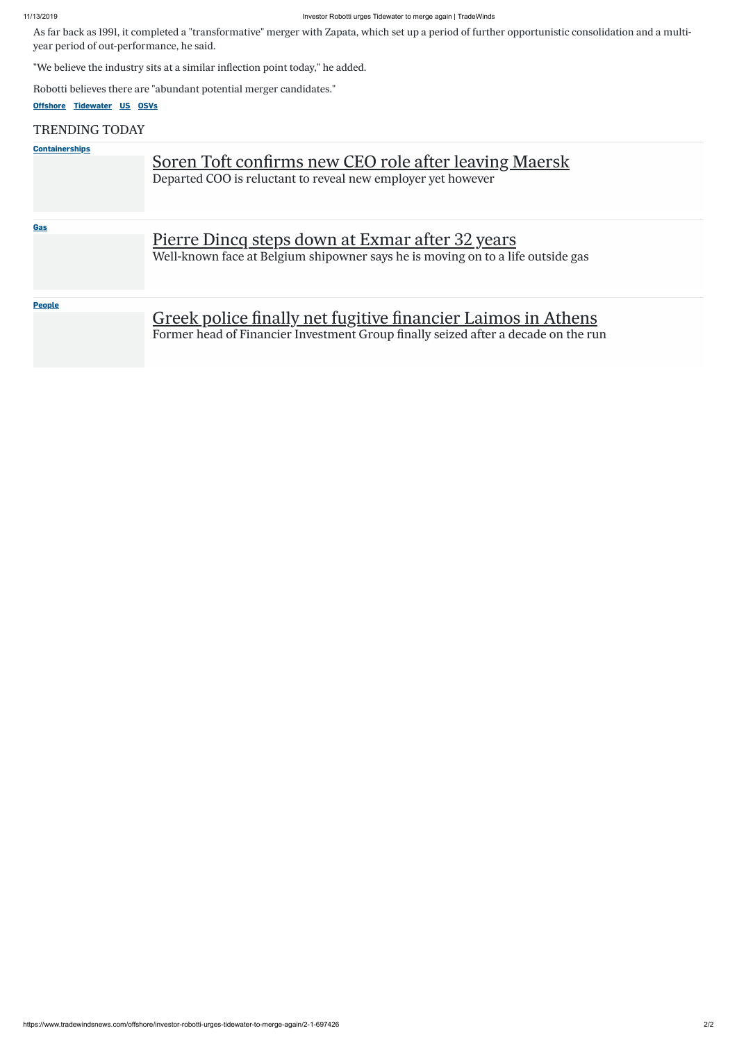As far back as 1991, it completed a "transformative" merger with Zapata, which set up a period of further opportunistic consolidation and a multi-year period of out-performance, he said.

"We believe the industry sits at a similar inflection point today," he added.

Robotti believes there are "abundant potential merger candidates."

**Offshore** **Tidewater** **US** **OSVs**

## TRENDING TODAY

**Containerships**

### Soren Toft confirms new CEO role after leaving Maersk

Departed COO is reluctant to reveal new employer yet however

**Gas**

### Pierre Dincq steps down at Exmar after 32 years

Well-known face at Belgium shipowner says he is moving on to a life outside gas

**People**

### Greek police finally net fugitive financier Laimos in Athens

Former head of Financier Investment Group finally seized after a decade on the run